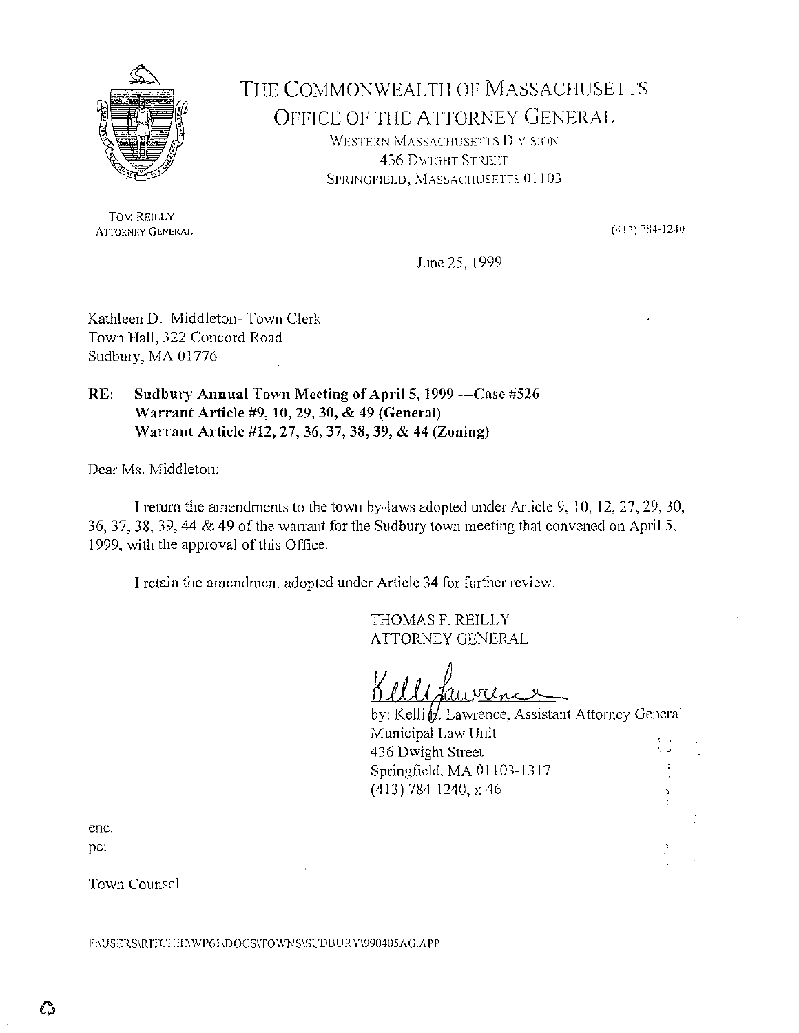# THE COMMONWEALTH OF MASSACHUSETTS
## OFFICE OF THE ATTORNEY GENERAL

WESTERN MASSACHUSETTS DIVISION
436 DWIGHT STREET
SPRINGFIELD, MASSACHUSETTS 01103

TOM REILLY
ATTORNEY GENERAL

(413) 784-1240

June 25, 1999

Kathleen D. Middleton- Town Clerk
Town Hall, 322 Concord Road
Sudbury, MA 01776

**RE: Sudbury Annual Town Meeting of April 5, 1999 ---Case #526**
**Warrant Article #9, 10, 29, 30, & 49 (General)**
**Warrant Article #12, 27, 36, 37, 38, 39, & 44 (Zoning)**

Dear Ms. Middleton:

I return the amendments to the town by-laws adopted under Article 9, 10, 12, 27, 29, 30, 36, 37, 38, 39, 44 & 49 of the warrant for the Sudbury town meeting that convened on April 5, 1999, with the approval of this Office.

I retain the amendment adopted under Article 34 for further review.

THOMAS F. REILLY
ATTORNEY GENERAL

by: Kelli E. Lawrence, Assistant Attorney General
Municipal Law Unit
436 Dwight Street
Springfield, MA 01103-1317
(413) 784-1240, x 46

enc.
pc:

Town Counsel

F:\USERS\RITCHIE\WP61\DOCS\TOWNS\SUDBURY\990405AG.APP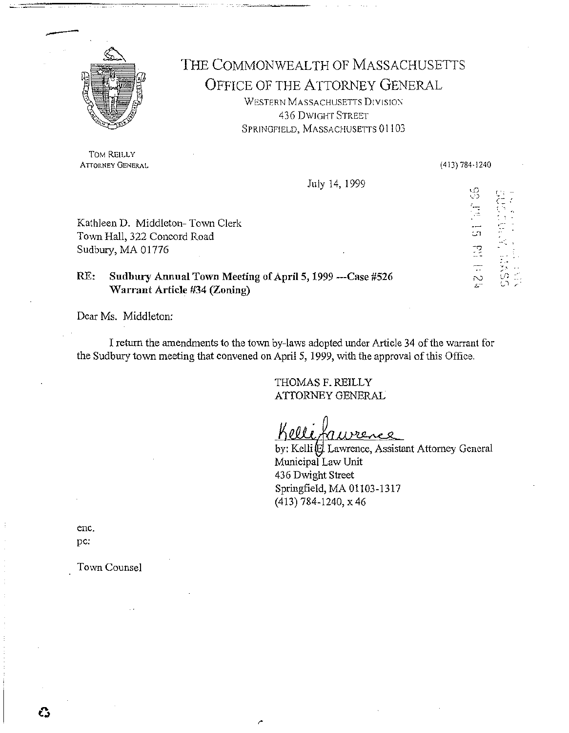# THE COMMONWEALTH OF MASSACHUSETTS
## OFFICE OF THE ATTORNEY GENERAL

WESTERN MASSACHUSETTS DIVISION
436 DWIGHT STREET
SPRINGFIELD, MASSACHUSETTS 01103

TOM REILLY
ATTORNEY GENERAL

(413) 784-1240

July 14, 1999

Kathleen D. Middleton- Town Clerk
Town Hall, 322 Concord Road
Sudbury, MA 01776

RE: **Sudbury Annual Town Meeting of April 5, 1999 ---Case #526**
**Warrant Article #34 (Zoning)**

Dear Ms. Middleton:

I return the amendments to the town by-laws adopted under Article 34 of the warrant for the Sudbury town meeting that convened on April 5, 1999, with the approval of this Office.

THOMAS F. REILLY
ATTORNEY GENERAL

Kelli Lawrence
by: Kelli E. Lawrence, Assistant Attorney General
Municipal Law Unit
436 Dwight Street
Springfield, MA 01103-1317
(413) 784-1240, x 46

enc.
pc:

Town Counsel